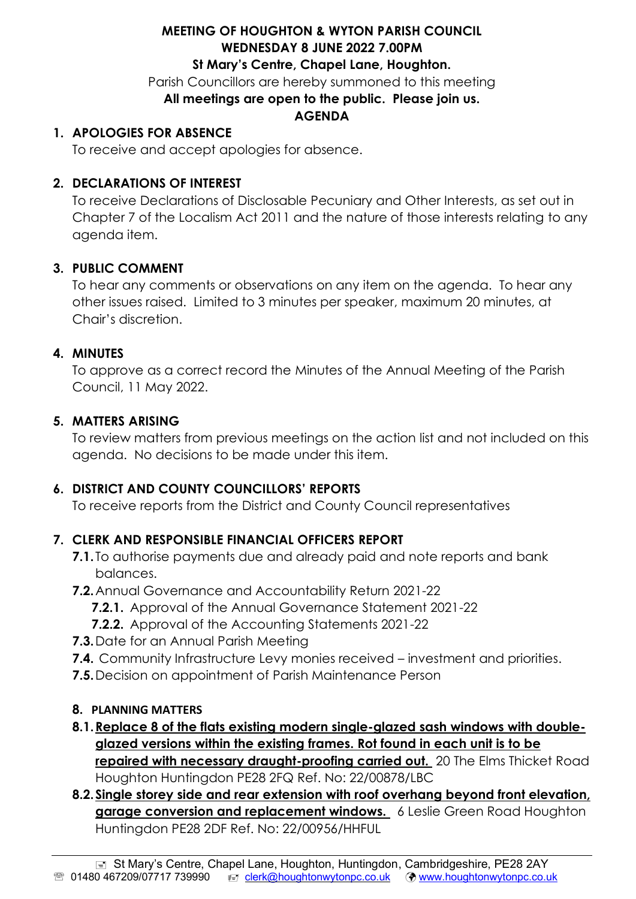**MEETING OF HOUGHTON & WYTON PARISH COUNCIL**
**WEDNESDAY 8 JUNE 2022 7.00PM**
**St Mary's Centre, Chapel Lane, Houghton.**

Parish Councillors are hereby summoned to this meeting

**All meetings are open to the public. Please join us.**

**AGENDA**

1. **APOLOGIES FOR ABSENCE**
   To receive and accept apologies for absence.

2. **DECLARATIONS OF INTEREST**
   To receive Declarations of Disclosable Pecuniary and Other Interests, as set out in Chapter 7 of the Localism Act 2011 and the nature of those interests relating to any agenda item.

3. **PUBLIC COMMENT**
   To hear any comments or observations on any item on the agenda. To hear any other issues raised. Limited to 3 minutes per speaker, maximum 20 minutes, at Chair's discretion.

4. **MINUTES**
   To approve as a correct record the Minutes of the Annual Meeting of the Parish Council, 11 May 2022.

5. **MATTERS ARISING**
   To review matters from previous meetings on the action list and not included on this agenda. No decisions to be made under this item.

6. **DISTRICT AND COUNTY COUNCILLORS' REPORTS**
   To receive reports from the District and County Council representatives

7. **CLERK AND RESPONSIBLE FINANCIAL OFFICERS REPORT**
   - **7.1.** To authorise payments due and already paid and note reports and bank balances.
   - **7.2.** Annual Governance and Accountability Return 2021-22
     - **7.2.1.** Approval of the Annual Governance Statement 2021-22
     - **7.2.2.** Approval of the Accounting Statements 2021-22
   - **7.3.** Date for an Annual Parish Meeting
   - **7.4.** Community Infrastructure Levy monies received – investment and priorities.
   - **7.5.** Decision on appointment of Parish Maintenance Person

8. **PLANNING MATTERS**
   - **8.1. Replace 8 of the flats existing modern single-glazed sash windows with double-glazed versions within the existing frames. Rot found in each unit is to be repaired with necessary draught-proofing carried out.** 20 The Elms Thicket Road Houghton Huntingdon PE28 2FQ Ref. No: 22/00878/LBC
   - **8.2. Single storey side and rear extension with roof overhang beyond front elevation, garage conversion and replacement windows.** 6 Leslie Green Road Houghton Huntingdon PE28 2DF Ref. No: 22/00956/HHFUL

St Mary's Centre, Chapel Lane, Houghton, Huntingdon, Cambridgeshire, PE28 2AY
01480 467209/07717 739990 clerk@houghtonwytonpc.co.uk www.houghtonwytonpc.co.uk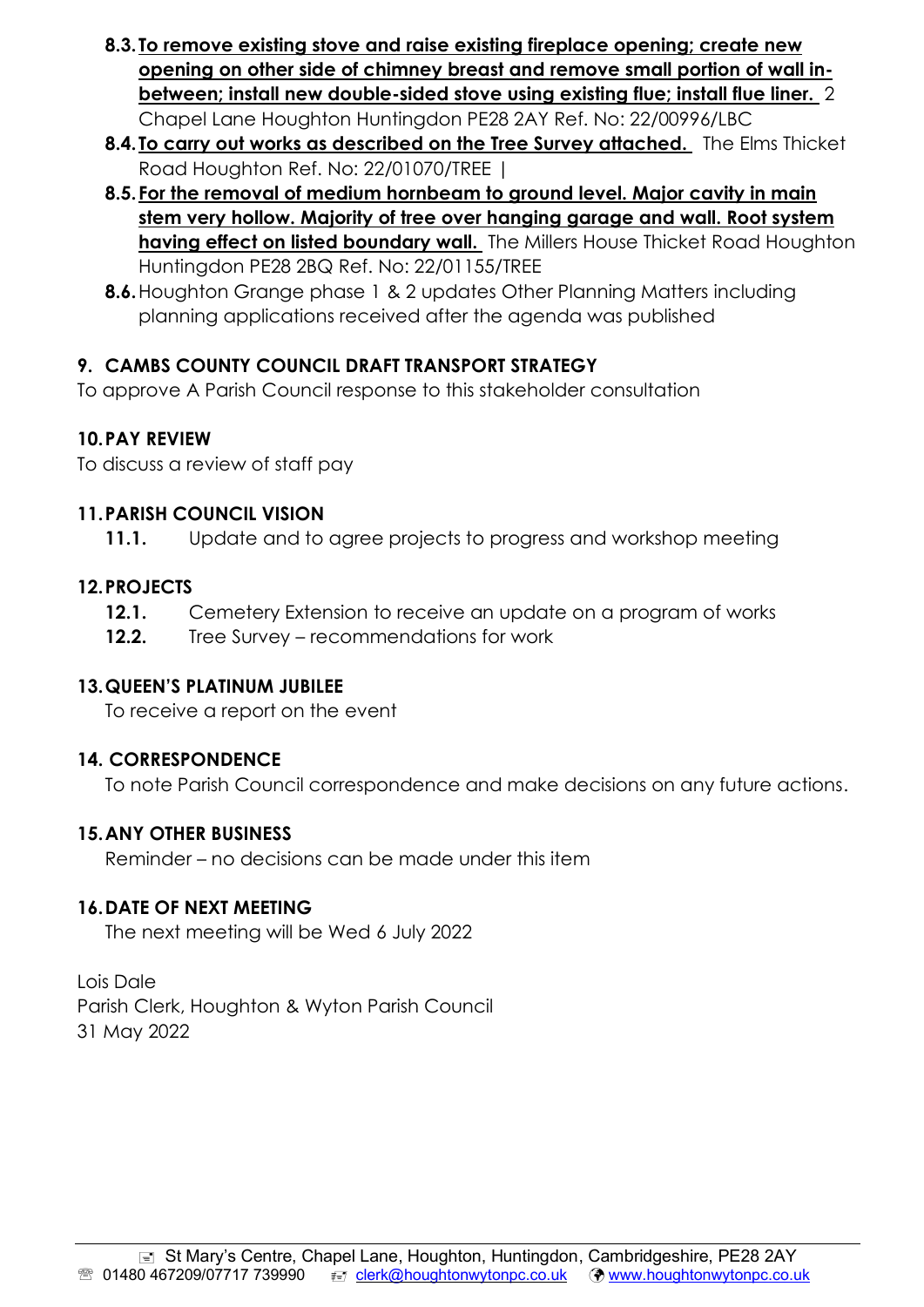8.3. **To remove existing stove and raise existing fireplace opening; create new opening on other side of chimney breast and remove small portion of wall in-between; install new double-sided stove using existing flue; install flue liner.** 2 Chapel Lane Houghton Huntingdon PE28 2AY Ref. No: 22/00996/LBC

8.4. **To carry out works as described on the Tree Survey attached.** The Elms Thicket Road Houghton Ref. No: 22/01070/TREE |

8.5. **For the removal of medium hornbeam to ground level. Major cavity in main stem very hollow. Majority of tree over hanging garage and wall. Root system having effect on listed boundary wall.** The Millers House Thicket Road Houghton Huntingdon PE28 2BQ Ref. No: 22/01155/TREE

**8.6.** Houghton Grange phase 1 & 2 updates Other Planning Matters including planning applications received after the agenda was published

## 9. CAMBS COUNTY COUNCIL DRAFT TRANSPORT STRATEGY

To approve A Parish Council response to this stakeholder consultation

## 10. PAY REVIEW

To discuss a review of staff pay

## 11. PARISH COUNCIL VISION

**11.1.** Update and to agree projects to progress and workshop meeting

## 12. PROJECTS

**12.1.** Cemetery Extension to receive an update on a program of works

**12.2.** Tree Survey – recommendations for work

## 13. QUEEN'S PLATINUM JUBILEE

To receive a report on the event

## 14. CORRESPONDENCE

To note Parish Council correspondence and make decisions on any future actions.

## 15. ANY OTHER BUSINESS

Reminder – no decisions can be made under this item

## 16. DATE OF NEXT MEETING

The next meeting will be Wed 6 July 2022

Lois Dale
Parish Clerk, Houghton & Wyton Parish Council
31 May 2022

St Mary's Centre, Chapel Lane, Houghton, Huntingdon, Cambridgeshire, PE28 2AY
01480 467209/07717 739990 clerk@houghtonwytonpc.co.uk www.houghtonwytonpc.co.uk